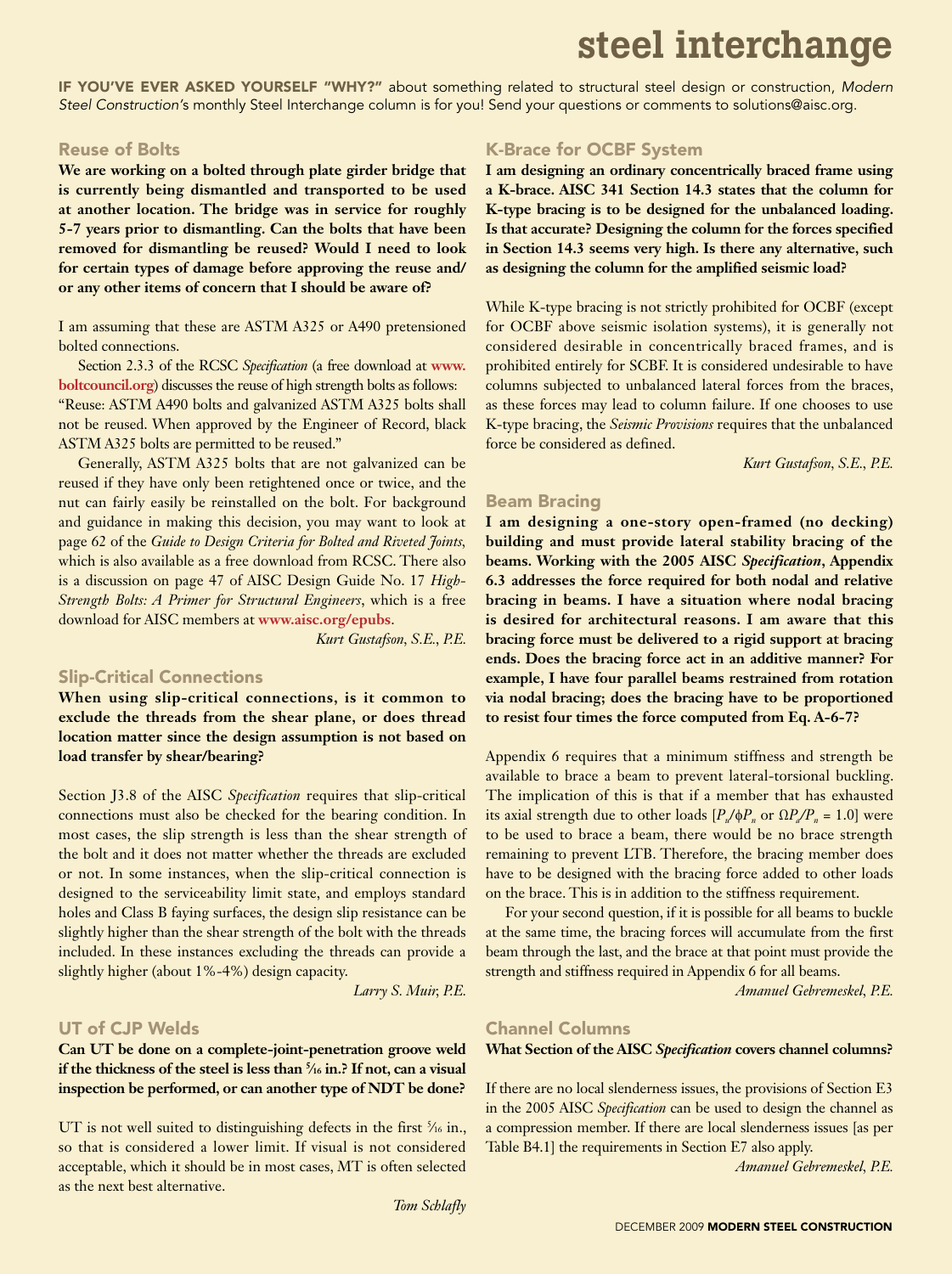# steel interchange

**IF YOU'VE EVER ASKED YOURSELF "WHY?"** about something related to structural steel design or construction, *Modern Steel Construction*'s monthly Steel Interchange column is for you! Send your questions or comments to solutions@aisc.org.

## Reuse of Bolts

**We are working on a bolted through plate girder bridge that is currently being dismantled and transported to be used at another location. The bridge was in service for roughly 5-7 years prior to dismantling. Can the bolts that have been removed for dismantling be reused? Would I need to look for certain types of damage before approving the reuse and/or any other items of concern that I should be aware of?**

I am assuming that these are ASTM A325 or A490 pretensioned bolted connections.

Section 2.3.3 of the RCSC *Specification* (a free download at **www.boltcouncil.org**) discusses the reuse of high strength bolts as follows: "Reuse: ASTM A490 bolts and galvanized ASTM A325 bolts shall not be reused. When approved by the Engineer of Record, black ASTM A325 bolts are permitted to be reused."

Generally, ASTM A325 bolts that are not galvanized can be reused if they have only been retightened once or twice, and the nut can fairly easily be reinstalled on the bolt. For background and guidance in making this decision, you may want to look at page 62 of the *Guide to Design Criteria for Bolted and Riveted Joints*, which is also available as a free download from RCSC. There also is a discussion on page 47 of AISC Design Guide No. 17 *High-Strength Bolts: A Primer for Structural Engineers*, which is a free download for AISC members at **www.aisc.org/epubs**.

*Kurt Gustafson, S.E., P.E.*

## Slip-Critical Connections

**When using slip-critical connections, is it common to exclude the threads from the shear plane, or does thread location matter since the design assumption is not based on load transfer by shear/bearing?**

Section J3.8 of the AISC *Specification* requires that slip-critical connections must also be checked for the bearing condition. In most cases, the slip strength is less than the shear strength of the bolt and it does not matter whether the threads are excluded or not. In some instances, when the slip-critical connection is designed to the serviceability limit state, and employs standard holes and Class B faying surfaces, the design slip resistance can be slightly higher than the shear strength of the bolt with the threads included. In these instances excluding the threads can provide a slightly higher (about 1%-4%) design capacity.

*Larry S. Muir, P.E.*

## UT of CJP Welds

**Can UT be done on a complete-joint-penetration groove weld if the thickness of the steel is less than 5⁄16 in.? If not, can a visual inspection be performed, or can another type of NDT be done?**

UT is not well suited to distinguishing defects in the first 5⁄16 in., so that is considered a lower limit. If visual is not considered acceptable, which it should be in most cases, MT is often selected as the next best alternative.

*Tom Schlafly*

## K-Brace for OCBF System

**I am designing an ordinary concentrically braced frame using a K-brace. AISC 341 Section 14.3 states that the column for K-type bracing is to be designed for the unbalanced loading. Is that accurate? Designing the column for the forces specified in Section 14.3 seems very high. Is there any alternative, such as designing the column for the amplified seismic load?**

While K-type bracing is not strictly prohibited for OCBF (except for OCBF above seismic isolation systems), it is generally not considered desirable in concentrically braced frames, and is prohibited entirely for SCBF. It is considered undesirable to have columns subjected to unbalanced lateral forces from the braces, as these forces may lead to column failure. If one chooses to use K-type bracing, the *Seismic Provisions* requires that the unbalanced force be considered as defined.

*Kurt Gustafson, S.E., P.E.*

## Beam Bracing

**I am designing a one-story open-framed (no decking) building and must provide lateral stability bracing of the beams. Working with the 2005 AISC *Specification*, Appendix 6.3 addresses the force required for both nodal and relative bracing in beams. I have a situation where nodal bracing is desired for architectural reasons. I am aware that this bracing force must be delivered to a rigid support at bracing ends. Does the bracing force act in an additive manner? For example, I have four parallel beams restrained from rotation via nodal bracing; does the bracing have to be proportioned to resist four times the force computed from Eq. A-6-7?**

Appendix 6 requires that a minimum stiffness and strength be available to brace a beam to prevent lateral-torsional buckling. The implication of this is that if a member that has exhausted its axial strength due to other loads [$P_u/\phi P_n$ or $\Omega P_a/P_n = 1.0$] were to be used to brace a beam, there would be no brace strength remaining to prevent LTB. Therefore, the bracing member does have to be designed with the bracing force added to other loads on the brace. This is in addition to the stiffness requirement.

For your second question, if it is possible for all beams to buckle at the same time, the bracing forces will accumulate from the first beam through the last, and the brace at that point must provide the strength and stiffness required in Appendix 6 for all beams.

*Amanuel Gebremeskel, P.E.*

## Channel Columns

**What Section of the AISC *Specification* covers channel columns?**

If there are no local slenderness issues, the provisions of Section E3 in the 2005 AISC *Specification* can be used to design the channel as a compression member. If there are local slenderness issues [as per Table B4.1] the requirements in Section E7 also apply.

*Amanuel Gebremeskel, P.E.*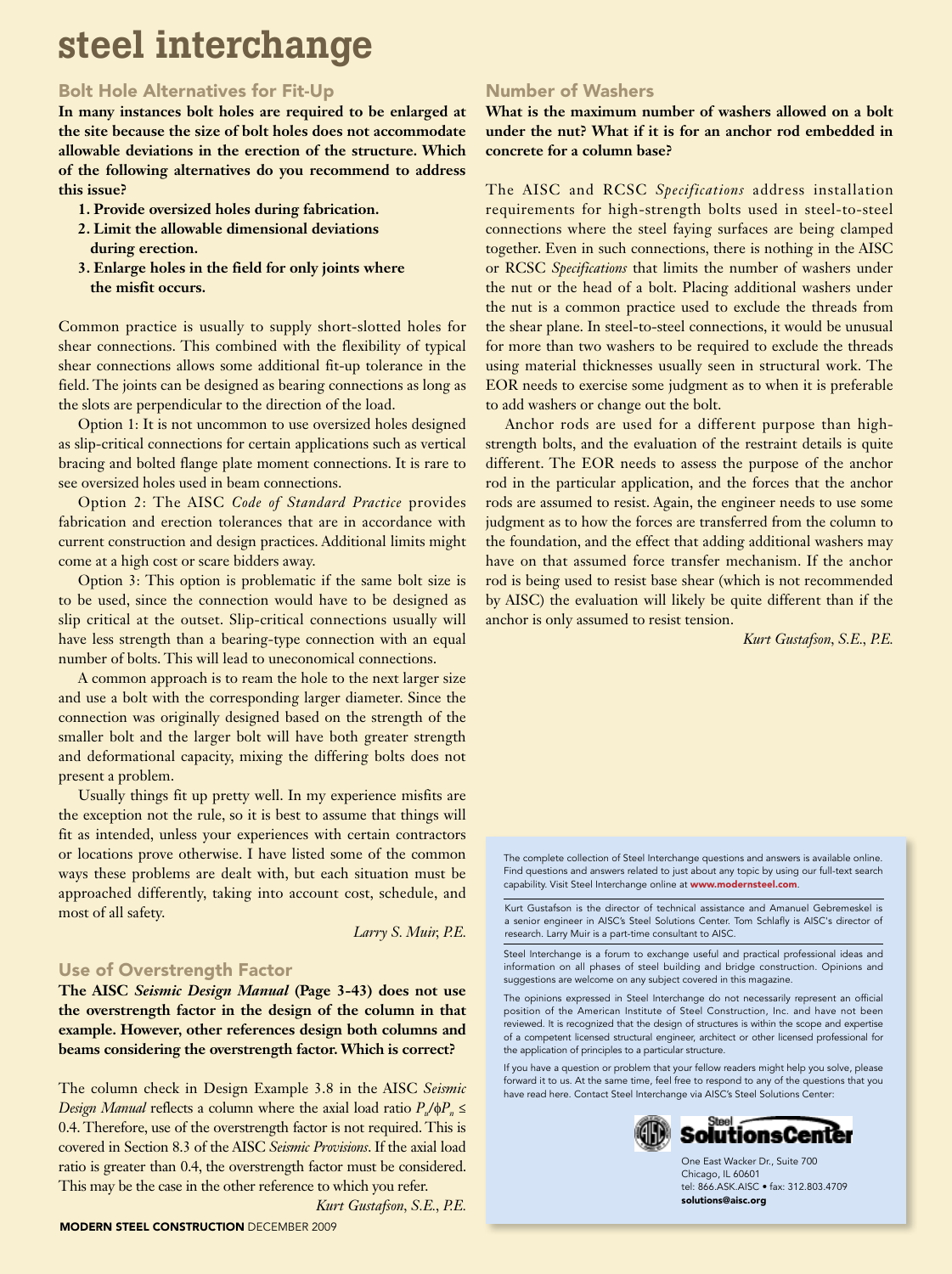# steel interchange

## Bolt Hole Alternatives for Fit-Up

**In many instances bolt holes are required to be enlarged at the site because the size of bolt holes does not accommodate allowable deviations in the erection of the structure. Which of the following alternatives do you recommend to address this issue?**

1. **Provide oversized holes during fabrication.**
2. **Limit the allowable dimensional deviations during erection.**
3. **Enlarge holes in the field for only joints where the misfit occurs.**

Common practice is usually to supply short-slotted holes for shear connections. This combined with the flexibility of typical shear connections allows some additional fit-up tolerance in the field. The joints can be designed as bearing connections as long as the slots are perpendicular to the direction of the load.

Option 1: It is not uncommon to use oversized holes designed as slip-critical connections for certain applications such as vertical bracing and bolted flange plate moment connections. It is rare to see oversized holes used in beam connections.

Option 2: The AISC *Code of Standard Practice* provides fabrication and erection tolerances that are in accordance with current construction and design practices. Additional limits might come at a high cost or scare bidders away.

Option 3: This option is problematic if the same bolt size is to be used, since the connection would have to be designed as slip critical at the outset. Slip-critical connections usually will have less strength than a bearing-type connection with an equal number of bolts. This will lead to uneconomical connections.

A common approach is to ream the hole to the next larger size and use a bolt with the corresponding larger diameter. Since the connection was originally designed based on the strength of the smaller bolt and the larger bolt will have both greater strength and deformational capacity, mixing the differing bolts does not present a problem.

Usually things fit up pretty well. In my experience misfits are the exception not the rule, so it is best to assume that things will fit as intended, unless your experiences with certain contractors or locations prove otherwise. I have listed some of the common ways these problems are dealt with, but each situation must be approached differently, taking into account cost, schedule, and most of all safety.

*Larry S. Muir, P.E.*

## Use of Overstrength Factor

**The AISC *Seismic Design Manual* (Page 3-43) does not use the overstrength factor in the design of the column in that example. However, other references design both columns and beams considering the overstrength factor. Which is correct?**

The column check in Design Example 3.8 in the AISC *Seismic Design Manual* reflects a column where the axial load ratio $P_u/\phi P_n \leq 0.4$. Therefore, use of the overstrength factor is not required. This is covered in Section 8.3 of the AISC *Seismic Provisions*. If the axial load ratio is greater than 0.4, the overstrength factor must be considered. This may be the case in the other reference to which you refer.

*Kurt Gustafson, S.E., P.E.*

## Number of Washers

**What is the maximum number of washers allowed on a bolt under the nut? What if it is for an anchor rod embedded in concrete for a column base?**

The AISC and RCSC *Specifications* address installation requirements for high-strength bolts used in steel-to-steel connections where the steel faying surfaces are being clamped together. Even in such connections, there is nothing in the AISC or RCSC *Specifications* that limits the number of washers under the nut or the head of a bolt. Placing additional washers under the nut is a common practice used to exclude the threads from the shear plane. In steel-to-steel connections, it would be unusual for more than two washers to be required to exclude the threads using material thicknesses usually seen in structural work. The EOR needs to exercise some judgment as to when it is preferable to add washers or change out the bolt.

Anchor rods are used for a different purpose than high-strength bolts, and the evaluation of the restraint details is quite different. The EOR needs to assess the purpose of the anchor rod in the particular application, and the forces that the anchor rods are assumed to resist. Again, the engineer needs to use some judgment as to how the forces are transferred from the column to the foundation, and the effect that adding additional washers may have on that assumed force transfer mechanism. If the anchor rod is being used to resist base shear (which is not recommended by AISC) the evaluation will likely be quite different than if the anchor is only assumed to resist tension.

*Kurt Gustafson, S.E., P.E.*

---

The complete collection of Steel Interchange questions and answers is available online. Find questions and answers related to just about any topic by using our full-text search capability. Visit Steel Interchange online at **www.modernsteel.com**.

Kurt Gustafson is the director of technical assistance and Amanuel Gebremeskel is a senior engineer in AISC's Steel Solutions Center. Tom Schlafly is AISC's director of research. Larry Muir is a part-time consultant to AISC.

Steel Interchange is a forum to exchange useful and practical professional ideas and information on all phases of steel building and bridge construction. Opinions and suggestions are welcome on any subject covered in this magazine.

The opinions expressed in Steel Interchange do not necessarily represent an official position of the American Institute of Steel Construction, Inc. and have not been reviewed. It is recognized that the design of structures is within the scope and expertise of a competent licensed structural engineer, architect or other licensed professional for the application of principles to a particular structure.

If you have a question or problem that your fellow readers might help you solve, please forward it to us. At the same time, feel free to respond to any of the questions that you have read here. Contact Steel Interchange via AISC's Steel Solutions Center:

Steel SolutionsCenter

One East Wacker Dr., Suite 700
Chicago, IL 60601
tel: 866.ASK.AISC • fax: 312.803.4709
**solutions@aisc.org**